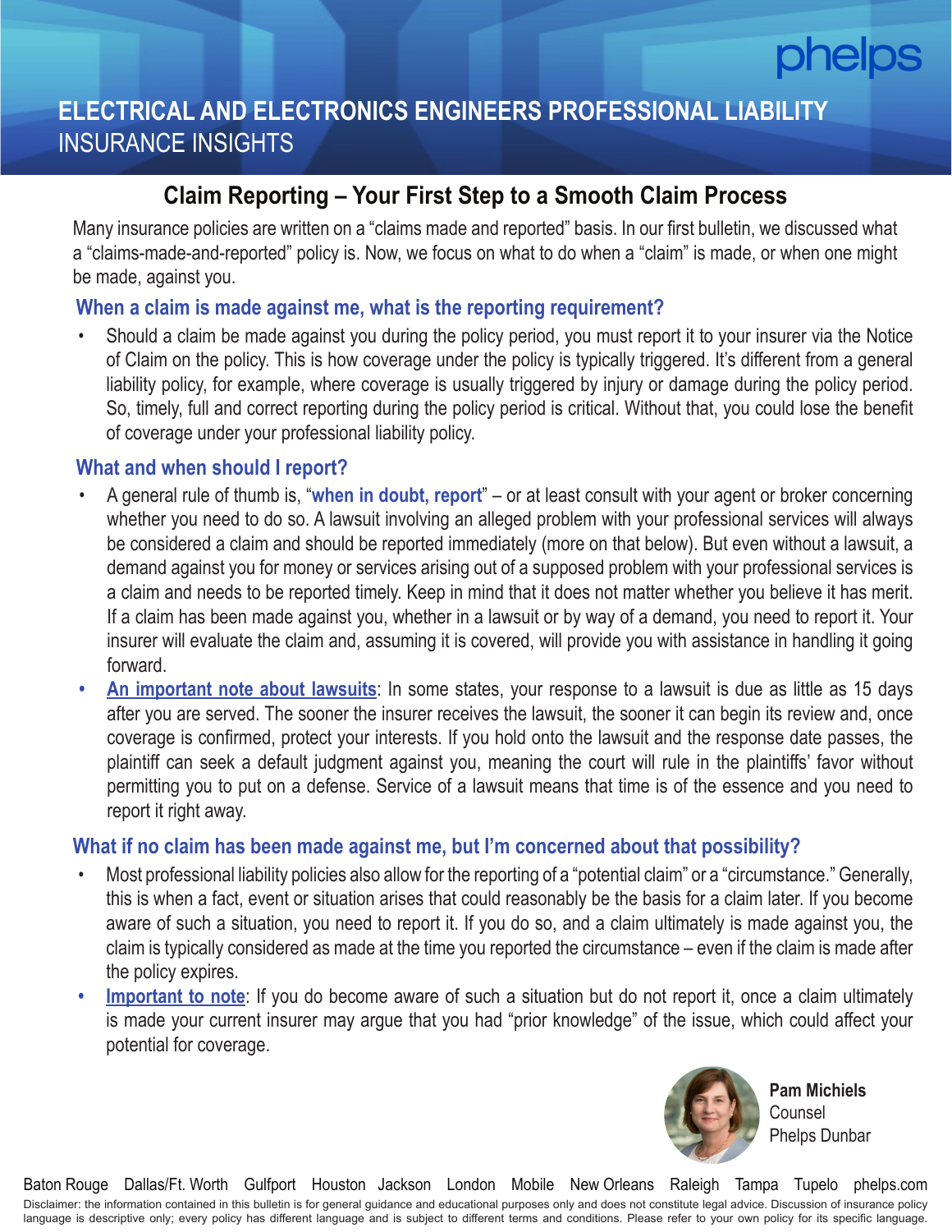phelps

# ELECTRICAL AND ELECTRONICS ENGINEERS PROFESSIONAL LIABILITY

INSURANCE INSIGHTS

## Claim Reporting – Your First Step to a Smooth Claim Process

Many insurance policies are written on a "claims made and reported" basis. In our first bulletin, we discussed what a "claims-made-and-reported" policy is. Now, we focus on what to do when a "claim" is made, or when one might be made, against you.

### When a claim is made against me, what is the reporting requirement?

- Should a claim be made against you during the policy period, you must report it to your insurer via the Notice of Claim on the policy. This is how coverage under the policy is typically triggered. It's different from a general liability policy, for example, where coverage is usually triggered by injury or damage during the policy period. So, timely, full and correct reporting during the policy period is critical. Without that, you could lose the benefit of coverage under your professional liability policy.

### What and when should I report?

- A general rule of thumb is, "**when in doubt, report**" – or at least consult with your agent or broker concerning whether you need to do so. A lawsuit involving an alleged problem with your professional services will always be considered a claim and should be reported immediately (more on that below). But even without a lawsuit, a demand against you for money or services arising out of a supposed problem with your professional services is a claim and needs to be reported timely. Keep in mind that it does not matter whether you believe it has merit. If a claim has been made against you, whether in a lawsuit or by way of a demand, you need to report it. Your insurer will evaluate the claim and, assuming it is covered, will provide you with assistance in handling it going forward.
- **An important note about lawsuits**: In some states, your response to a lawsuit is due as little as 15 days after you are served. The sooner the insurer receives the lawsuit, the sooner it can begin its review and, once coverage is confirmed, protect your interests. If you hold onto the lawsuit and the response date passes, the plaintiff can seek a default judgment against you, meaning the court will rule in the plaintiffs' favor without permitting you to put on a defense. Service of a lawsuit means that time is of the essence and you need to report it right away.

### What if no claim has been made against me, but I'm concerned about that possibility?

- Most professional liability policies also allow for the reporting of a "potential claim" or a "circumstance." Generally, this is when a fact, event or situation arises that could reasonably be the basis for a claim later. If you become aware of such a situation, you need to report it. If you do so, and a claim ultimately is made against you, the claim is typically considered as made at the time you reported the circumstance – even if the claim is made after the policy expires.
- **Important to note**: If you do become aware of such a situation but do not report it, once a claim ultimately is made your current insurer may argue that you had "prior knowledge" of the issue, which could affect your potential for coverage.

**Pam Michiels**
Counsel
Phelps Dunbar

Baton Rouge Dallas/Ft. Worth Gulfport Houston Jackson London Mobile New Orleans Raleigh Tampa Tupelo phelps.com

Disclaimer: the information contained in this bulletin is for general guidance and educational purposes only and does not constitute legal advice. Discussion of insurance policy language is descriptive only; every policy has different language and is subject to different terms and conditions. Please refer to your own policy for its specific language.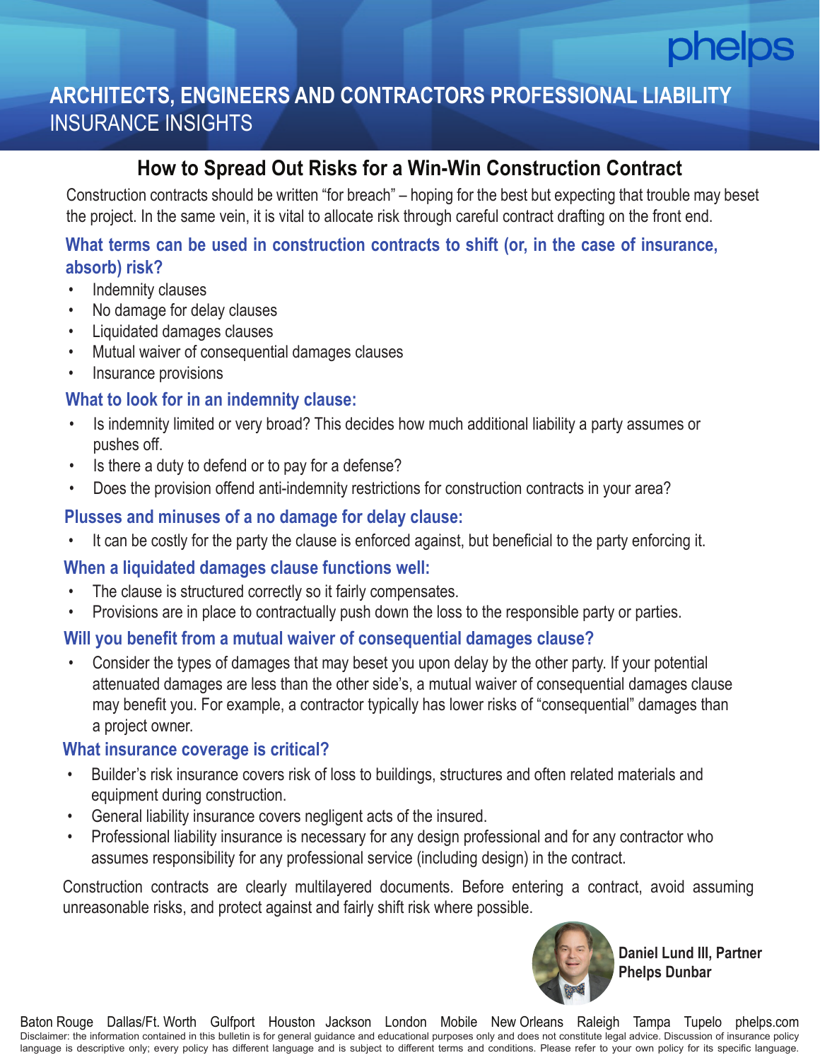# ARCHITECTS, ENGINEERS AND CONTRACTORS PROFESSIONAL LIABILITY INSURANCE INSIGHTS

## How to Spread Out Risks for a Win-Win Construction Contract

Construction contracts should be written "for breach" – hoping for the best but expecting that trouble may beset the project. In the same vein, it is vital to allocate risk through careful contract drafting on the front end.

### What terms can be used in construction contracts to shift (or, in the case of insurance, absorb) risk?

- Indemnity clauses
- No damage for delay clauses
- Liquidated damages clauses
- Mutual waiver of consequential damages clauses
- Insurance provisions

### What to look for in an indemnity clause:

- Is indemnity limited or very broad? This decides how much additional liability a party assumes or pushes off.
- Is there a duty to defend or to pay for a defense?
- Does the provision offend anti-indemnity restrictions for construction contracts in your area?

### Plusses and minuses of a no damage for delay clause:

- It can be costly for the party the clause is enforced against, but beneficial to the party enforcing it.

### When a liquidated damages clause functions well:

- The clause is structured correctly so it fairly compensates.
- Provisions are in place to contractually push down the loss to the responsible party or parties.

### Will you benefit from a mutual waiver of consequential damages clause?

- Consider the types of damages that may beset you upon delay by the other party. If your potential attenuated damages are less than the other side's, a mutual waiver of consequential damages clause may benefit you. For example, a contractor typically has lower risks of "consequential" damages than a project owner.

### What insurance coverage is critical?

- Builder's risk insurance covers risk of loss to buildings, structures and often related materials and equipment during construction.
- General liability insurance covers negligent acts of the insured.
- Professional liability insurance is necessary for any design professional and for any contractor who assumes responsibility for any professional service (including design) in the contract.

Construction contracts are clearly multilayered documents. Before entering a contract, avoid assuming unreasonable risks, and protect against and fairly shift risk where possible.

**Daniel Lund III, Partner**
**Phelps Dunbar**

Baton Rouge Dallas/Ft. Worth Gulfport Houston Jackson London Mobile New Orleans Raleigh Tampa Tupelo phelps.com

Disclaimer: the information contained in this bulletin is for general guidance and educational purposes only and does not constitute legal advice. Discussion of insurance policy language is descriptive only; every policy has different language and is subject to different terms and conditions. Please refer to your own policy for its specific language.